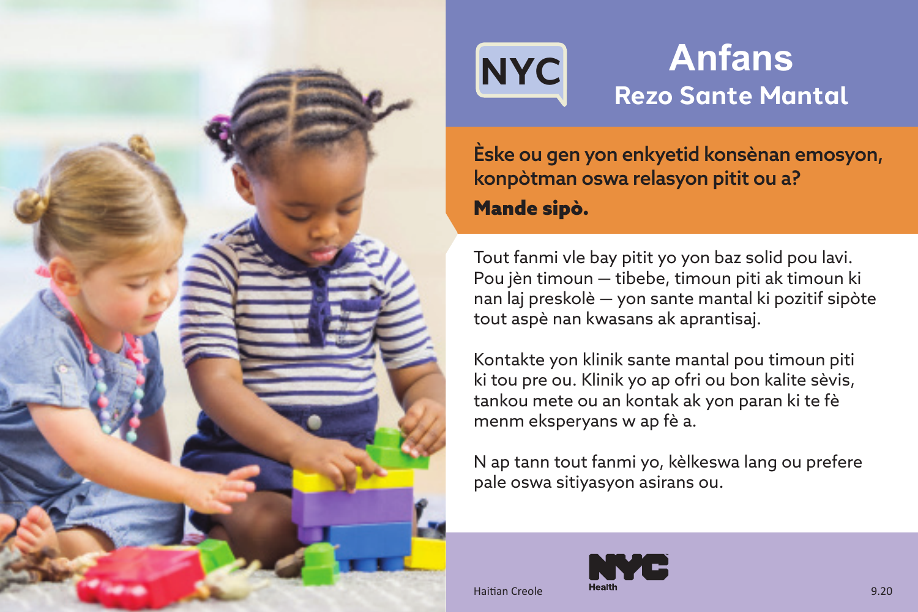NYC

# Anfans

## Rezo Sante Mantal

**Èske ou gen yon enkyetid konsènan emosyon, konpòtman oswa relasyon pitit ou a?**

**Mande sipò.**

Tout fanmi vle bay pitit yo yon baz solid pou lavi. Pou jèn timoun — tibebe, timoun piti ak timoun ki nan laj preskolè — yon sante mantal ki pozitif sipòte tout aspè nan kwasans ak aprantisaj.

Kontakte yon klinik sante mantal pou timoun piti ki tou pre ou. Klinik yo ap ofri ou bon kalite sèvis, tankou mete ou an kontak ak yon paran ki te fè menm eksperyans w ap fè a.

N ap tann tout fanmi yo, kèlkeswa lang ou prefere pale oswa sitiyasyon asirans ou.

Haitian Creole

NYC Health

9.20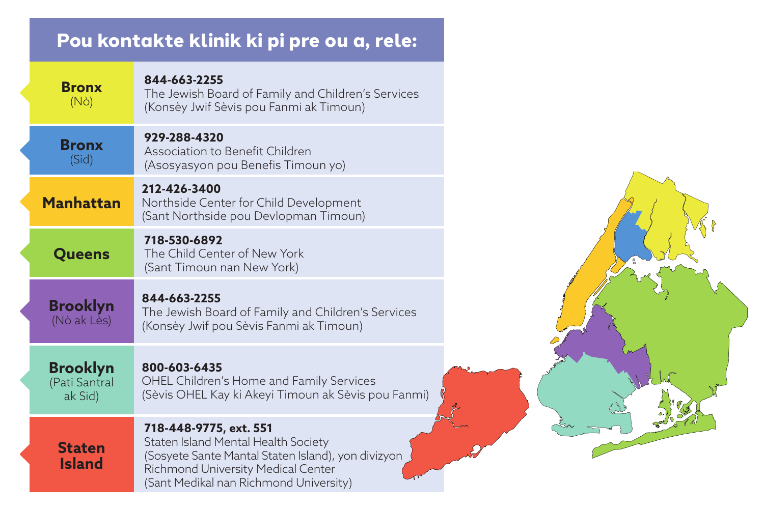## Pou kontakte klinik ki pi pre ou a, rele:

| | |
|---|---|
| **Bronx** (Nò) | **844-663-2255**<br>The Jewish Board of Family and Children's Services<br>(Konsèy Jwif Sèvis pou Fanmi ak Timoun) |
| **Bronx** (Sid) | **929-288-4320**<br>Association to Benefit Children<br>(Asosyasyon pou Benefis Timoun yo) |
| **Manhattan** | **212-426-3400**<br>Northside Center for Child Development<br>(Sant Northside pou Devlopman Timoun) |
| **Queens** | **718-530-6892**<br>The Child Center of New York<br>(Sant Timoun nan New York) |
| **Brooklyn** (Nò ak Lès) | **844-663-2255**<br>The Jewish Board of Family and Children's Services<br>(Konsèy Jwif pou Sèvis Fanmi ak Timoun) |
| **Brooklyn** (Pati Santral ak Sid) | **800-603-6435**<br>OHEL Children's Home and Family Services<br>(Sèvis OHEL Kay ki Akeyi Timoun ak Sèvis pou Fanmi) |
| **Staten Island** | **718-448-9775, ext. 551**<br>Staten Island Mental Health Society<br>(Sosyete Sante Mantal Staten Island), yon divizyon Richmond University Medical Center<br>(Sant Medikal nan Richmond University) |